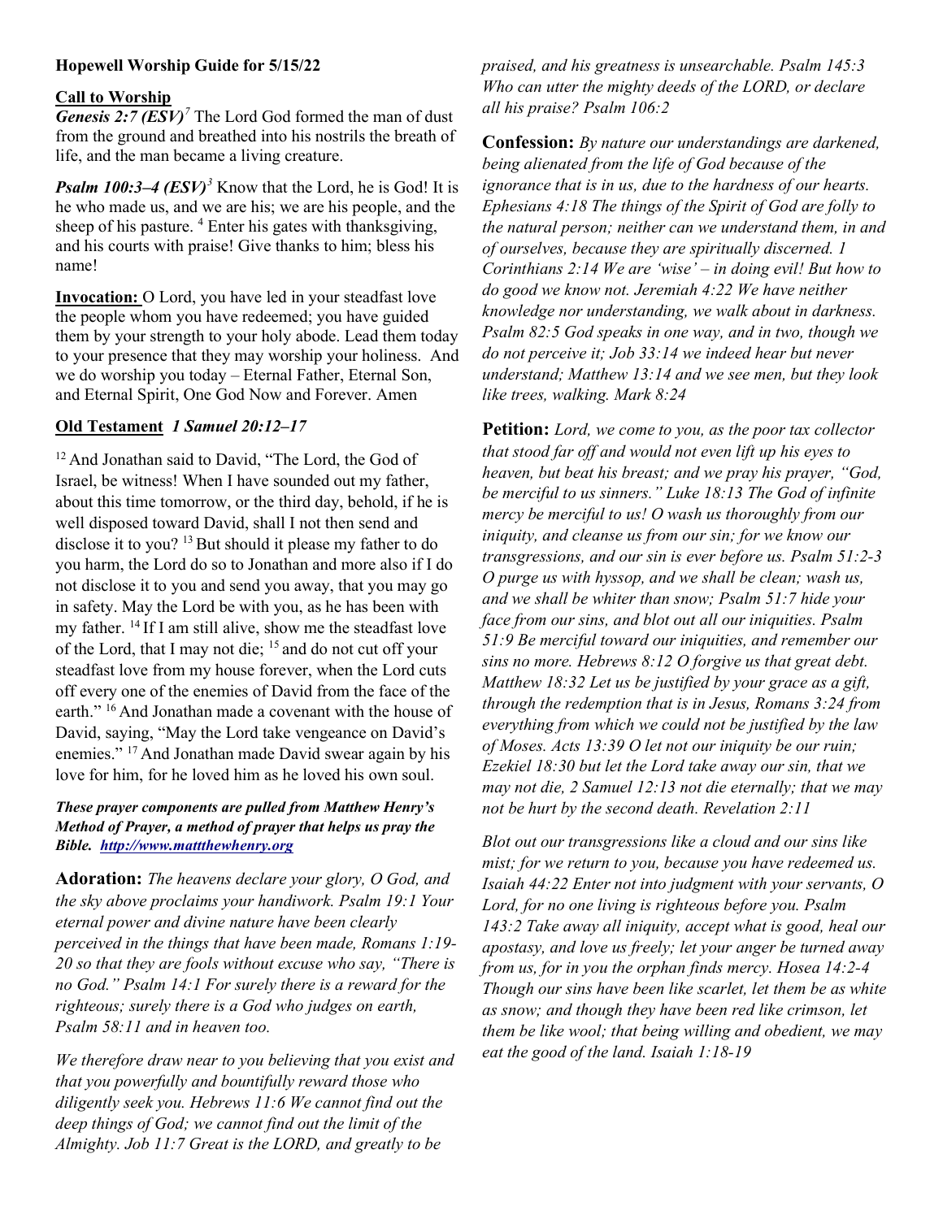**Hopewell Worship Guide for 5/15/22**

## Call to Worship

***Genesis 2:7 (ESV)*** [7] The Lord God formed the man of dust from the ground and breathed into his nostrils the breath of life, and the man became a living creature.

***Psalm 100:3–4 (ESV)*** [3] Know that the Lord, he is God! It is he who made us, and we are his; we are his people, and the sheep of his pasture. [4] Enter his gates with thanksgiving, and his courts with praise! Give thanks to him; bless his name!

**Invocation:** O Lord, you have led in your steadfast love the people whom you have redeemed; you have guided them by your strength to your holy abode. Lead them today to your presence that they may worship your holiness. And we do worship you today – Eternal Father, Eternal Son, and Eternal Spirit, One God Now and Forever. Amen

## Old Testament *1 Samuel 20:12–17*

[12] And Jonathan said to David, "The Lord, the God of Israel, be witness! When I have sounded out my father, about this time tomorrow, or the third day, behold, if he is well disposed toward David, shall I not then send and disclose it to you? [13] But should it please my father to do you harm, the Lord do so to Jonathan and more also if I do not disclose it to you and send you away, that you may go in safety. May the Lord be with you, as he has been with my father. [14] If I am still alive, show me the steadfast love of the Lord, that I may not die; [15] and do not cut off your steadfast love from my house forever, when the Lord cuts off every one of the enemies of David from the face of the earth." [16] And Jonathan made a covenant with the house of David, saying, "May the Lord take vengeance on David's enemies." [17] And Jonathan made David swear again by his love for him, for he loved him as he loved his own soul.

***These prayer components are pulled from Matthew Henry's Method of Prayer, a method of prayer that helps us pray the Bible. http://www.mattthewhenry.org***

**Adoration:** *The heavens declare your glory, O God, and the sky above proclaims your handiwork. Psalm 19:1 Your eternal power and divine nature have been clearly perceived in the things that have been made, Romans 1:19-20 so that they are fools without excuse who say, "There is no God." Psalm 14:1 For surely there is a reward for the righteous; surely there is a God who judges on earth, Psalm 58:11 and in heaven too.*

*We therefore draw near to you believing that you exist and that you powerfully and bountifully reward those who diligently seek you. Hebrews 11:6 We cannot find out the deep things of God; we cannot find out the limit of the Almighty. Job 11:7 Great is the LORD, and greatly to be praised, and his greatness is unsearchable. Psalm 145:3 Who can utter the mighty deeds of the LORD, or declare all his praise? Psalm 106:2*

**Confession:** *By nature our understandings are darkened, being alienated from the life of God because of the ignorance that is in us, due to the hardness of our hearts. Ephesians 4:18 The things of the Spirit of God are folly to the natural person; neither can we understand them, in and of ourselves, because they are spiritually discerned. 1 Corinthians 2:14 We are 'wise' – in doing evil! But how to do good we know not. Jeremiah 4:22 We have neither knowledge nor understanding, we walk about in darkness. Psalm 82:5 God speaks in one way, and in two, though we do not perceive it; Job 33:14 we indeed hear but never understand; Matthew 13:14 and we see men, but they look like trees, walking. Mark 8:24*

**Petition:** *Lord, we come to you, as the poor tax collector that stood far off and would not even lift up his eyes to heaven, but beat his breast; and we pray his prayer, "God, be merciful to us sinners." Luke 18:13 The God of infinite mercy be merciful to us! O wash us thoroughly from our iniquity, and cleanse us from our sin; for we know our transgressions, and our sin is ever before us. Psalm 51:2-3 O purge us with hyssop, and we shall be clean; wash us, and we shall be whiter than snow; Psalm 51:7 hide your face from our sins, and blot out all our iniquities. Psalm 51:9 Be merciful toward our iniquities, and remember our sins no more. Hebrews 8:12 O forgive us that great debt. Matthew 18:32 Let us be justified by your grace as a gift, through the redemption that is in Jesus, Romans 3:24 from everything from which we could not be justified by the law of Moses. Acts 13:39 O let not our iniquity be our ruin; Ezekiel 18:30 but let the Lord take away our sin, that we may not die, 2 Samuel 12:13 not die eternally; that we may not be hurt by the second death. Revelation 2:11*

*Blot out our transgressions like a cloud and our sins like mist; for we return to you, because you have redeemed us. Isaiah 44:22 Enter not into judgment with your servants, O Lord, for no one living is righteous before you. Psalm 143:2 Take away all iniquity, accept what is good, heal our apostasy, and love us freely; let your anger be turned away from us, for in you the orphan finds mercy. Hosea 14:2-4 Though our sins have been like scarlet, let them be as white as snow; and though they have been red like crimson, let them be like wool; that being willing and obedient, we may eat the good of the land. Isaiah 1:18-19*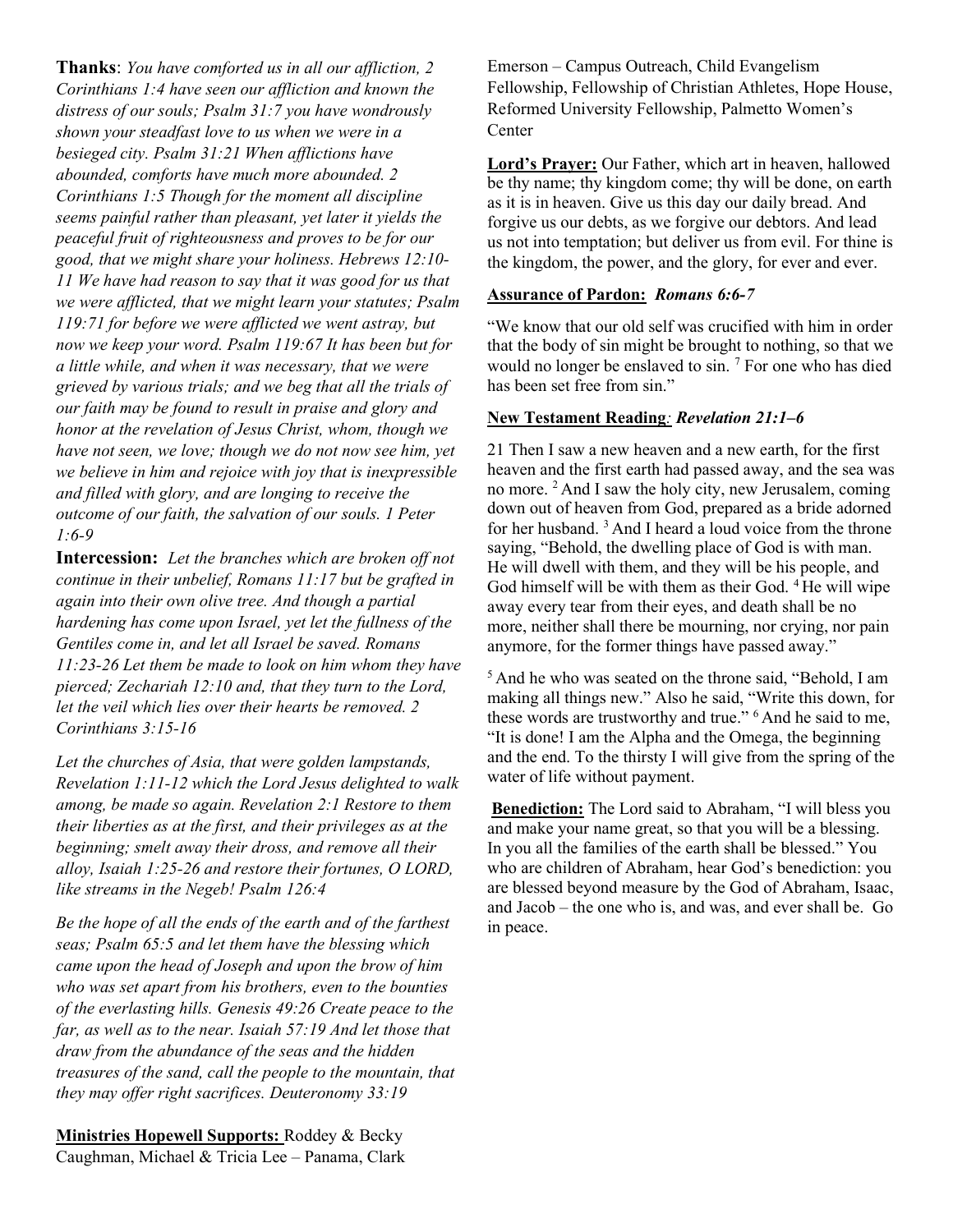**Thanks**: *You have comforted us in all our affliction, 2 Corinthians 1:4 have seen our affliction and known the distress of our souls; Psalm 31:7 you have wondrously shown your steadfast love to us when we were in a besieged city. Psalm 31:21 When afflictions have abounded, comforts have much more abounded. 2 Corinthians 1:5 Though for the moment all discipline seems painful rather than pleasant, yet later it yields the peaceful fruit of righteousness and proves to be for our good, that we might share your holiness. Hebrews 12:10-11 We have had reason to say that it was good for us that we were afflicted, that we might learn your statutes; Psalm 119:71 for before we were afflicted we went astray, but now we keep your word. Psalm 119:67 It has been but for a little while, and when it was necessary, that we were grieved by various trials; and we beg that all the trials of our faith may be found to result in praise and glory and honor at the revelation of Jesus Christ, whom, though we have not seen, we love; though we do not now see him, yet we believe in him and rejoice with joy that is inexpressible and filled with glory, and are longing to receive the outcome of our faith, the salvation of our souls. 1 Peter 1:6-9*

**Intercession:** *Let the branches which are broken off not continue in their unbelief, Romans 11:17 but be grafted in again into their own olive tree. And though a partial hardening has come upon Israel, yet let the fullness of the Gentiles come in, and let all Israel be saved. Romans 11:23-26 Let them be made to look on him whom they have pierced; Zechariah 12:10 and, that they turn to the Lord, let the veil which lies over their hearts be removed. 2 Corinthians 3:15-16*

*Let the churches of Asia, that were golden lampstands, Revelation 1:11-12 which the Lord Jesus delighted to walk among, be made so again. Revelation 2:1 Restore to them their liberties as at the first, and their privileges as at the beginning; smelt away their dross, and remove all their alloy, Isaiah 1:25-26 and restore their fortunes, O LORD, like streams in the Negeb! Psalm 126:4*

*Be the hope of all the ends of the earth and of the farthest seas; Psalm 65:5 and let them have the blessing which came upon the head of Joseph and upon the brow of him who was set apart from his brothers, even to the bounties of the everlasting hills. Genesis 49:26 Create peace to the far, as well as to the near. Isaiah 57:19 And let those that draw from the abundance of the seas and the hidden treasures of the sand, call the people to the mountain, that they may offer right sacrifices. Deuteronomy 33:19*

**Ministries Hopewell Supports:** Roddey & Becky Caughman, Michael & Tricia Lee – Panama, Clark Emerson – Campus Outreach, Child Evangelism Fellowship, Fellowship of Christian Athletes, Hope House, Reformed University Fellowship, Palmetto Women's Center

**Lord's Prayer:** Our Father, which art in heaven, hallowed be thy name; thy kingdom come; thy will be done, on earth as it is in heaven. Give us this day our daily bread. And forgive us our debts, as we forgive our debtors. And lead us not into temptation; but deliver us from evil. For thine is the kingdom, the power, and the glory, for ever and ever.

**Assurance of Pardon:** ***Romans 6:6-7***

"We know that our old self was crucified with him in order that the body of sin might be brought to nothing, so that we would no longer be enslaved to sin. 7 For one who has died has been set free from sin."

**New Testament Reading*: Revelation 21:1–6***

21 Then I saw a new heaven and a new earth, for the first heaven and the first earth had passed away, and the sea was no more. 2 And I saw the holy city, new Jerusalem, coming down out of heaven from God, prepared as a bride adorned for her husband. 3 And I heard a loud voice from the throne saying, "Behold, the dwelling place of God is with man. He will dwell with them, and they will be his people, and God himself will be with them as their God. 4 He will wipe away every tear from their eyes, and death shall be no more, neither shall there be mourning, nor crying, nor pain anymore, for the former things have passed away."

5 And he who was seated on the throne said, "Behold, I am making all things new." Also he said, "Write this down, for these words are trustworthy and true." 6 And he said to me, "It is done! I am the Alpha and the Omega, the beginning and the end. To the thirsty I will give from the spring of the water of life without payment.

**Benediction:** The Lord said to Abraham, "I will bless you and make your name great, so that you will be a blessing. In you all the families of the earth shall be blessed." You who are children of Abraham, hear God's benediction: you are blessed beyond measure by the God of Abraham, Isaac, and Jacob – the one who is, and was, and ever shall be. Go in peace.